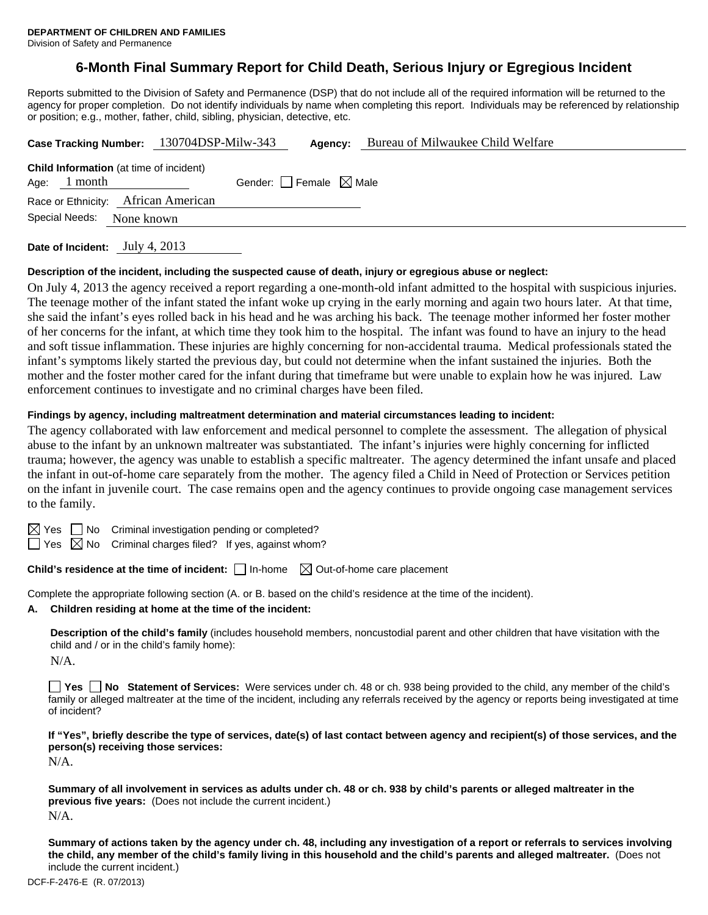**DEPARTMENT OF CHILDREN AND FAMILIES**
Division of Safety and Permanence

# 6-Month Final Summary Report for Child Death, Serious Injury or Egregious Incident

Reports submitted to the Division of Safety and Permanence (DSP) that do not include all of the required information will be returned to the agency for proper completion. Do not identify individuals by name when completing this report. Individuals may be referenced by relationship or position; e.g., mother, father, child, sibling, physician, detective, etc.

**Case Tracking Number:** 130704DSP-Milw-343 **Agency:** Bureau of Milwaukee Child Welfare

**Child Information** (at time of incident)
Age: 1 month Gender: ☐ Female ☒ Male
Race or Ethnicity: African American
Special Needs: None known

**Date of Incident:** July 4, 2013

**Description of the incident, including the suspected cause of death, injury or egregious abuse or neglect:**

On July 4, 2013 the agency received a report regarding a one-month-old infant admitted to the hospital with suspicious injuries. The teenage mother of the infant stated the infant woke up crying in the early morning and again two hours later. At that time, she said the infant's eyes rolled back in his head and he was arching his back. The teenage mother informed her foster mother of her concerns for the infant, at which time they took him to the hospital. The infant was found to have an injury to the head and soft tissue inflammation. These injuries are highly concerning for non-accidental trauma. Medical professionals stated the infant's symptoms likely started the previous day, but could not determine when the infant sustained the injuries. Both the mother and the foster mother cared for the infant during that timeframe but were unable to explain how he was injured. Law enforcement continues to investigate and no criminal charges have been filed.

**Findings by agency, including maltreatment determination and material circumstances leading to incident:**

The agency collaborated with law enforcement and medical personnel to complete the assessment. The allegation of physical abuse to the infant by an unknown maltreater was substantiated. The infant's injuries were highly concerning for inflicted trauma; however, the agency was unable to establish a specific maltreater. The agency determined the infant unsafe and placed the infant in out-of-home care separately from the mother. The agency filed a Child in Need of Protection or Services petition on the infant in juvenile court. The case remains open and the agency continues to provide ongoing case management services to the family.

☒ Yes ☐ No Criminal investigation pending or completed?
☐ Yes ☒ No Criminal charges filed? If yes, against whom?

**Child's residence at the time of incident:** ☐ In-home ☒ Out-of-home care placement

Complete the appropriate following section (A. or B. based on the child's residence at the time of the incident).

**A. Children residing at home at the time of the incident:**

**Description of the child's family** (includes household members, noncustodial parent and other children that have visitation with the child and / or in the child's family home):

N/A.

☐ **Yes** ☐ **No Statement of Services:** Were services under ch. 48 or ch. 938 being provided to the child, any member of the child's family or alleged maltreater at the time of the incident, including any referrals received by the agency or reports being investigated at time of incident?

**If "Yes", briefly describe the type of services, date(s) of last contact between agency and recipient(s) of those services, and the person(s) receiving those services:**

N/A.

**Summary of all involvement in services as adults under ch. 48 or ch. 938 by child's parents or alleged maltreater in the previous five years:** (Does not include the current incident.)

N/A.

**Summary of actions taken by the agency under ch. 48, including any investigation of a report or referrals to services involving the child, any member of the child's family living in this household and the child's parents and alleged maltreater.** (Does not include the current incident.)

DCF-F-2476-E (R. 07/2013)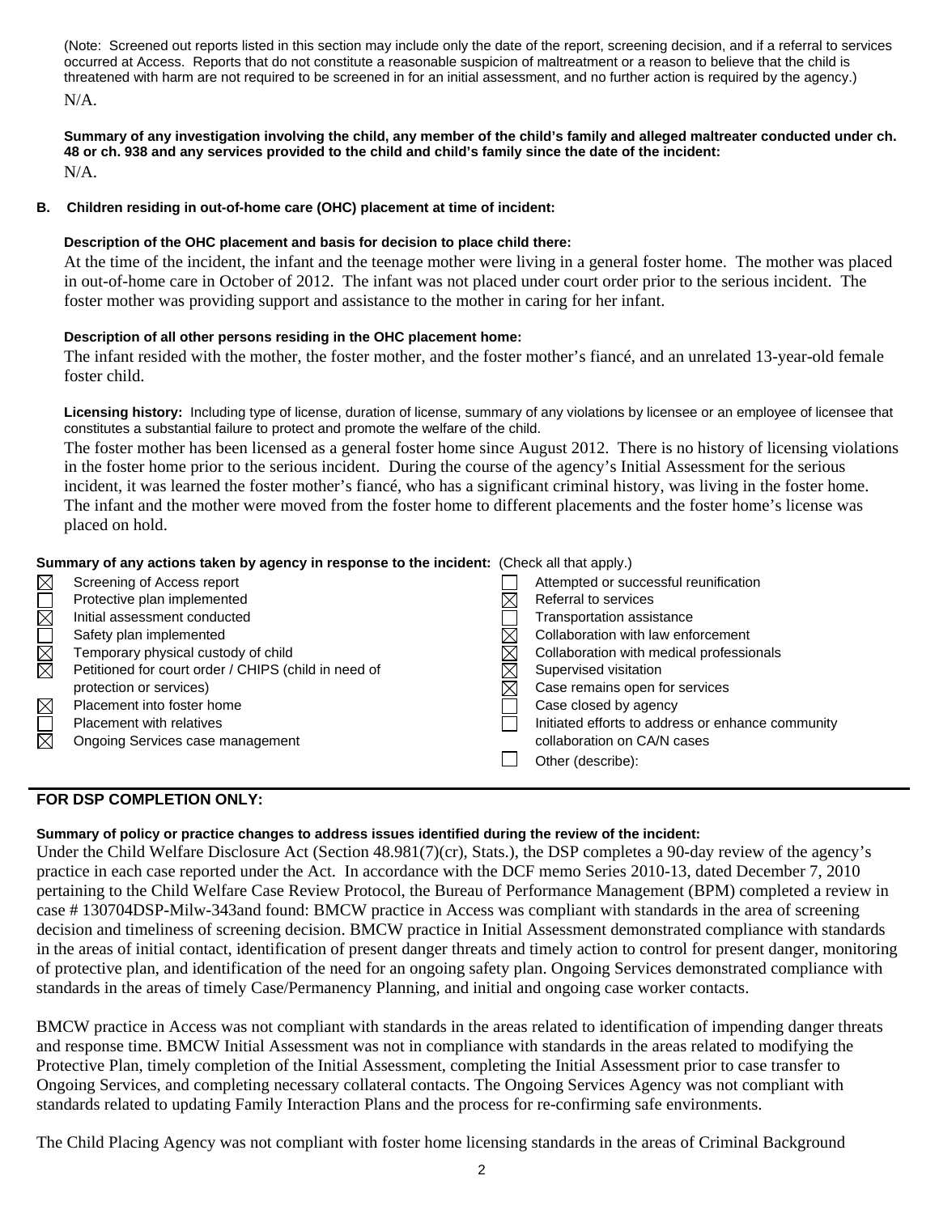(Note: Screened out reports listed in this section may include only the date of the report, screening decision, and if a referral to services occurred at Access. Reports that do not constitute a reasonable suspicion of maltreatment or a reason to believe that the child is threatened with harm are not required to be screened in for an initial assessment, and no further action is required by the agency.)

N/A.

**Summary of any investigation involving the child, any member of the child's family and alleged maltreater conducted under ch. 48 or ch. 938 and any services provided to the child and child's family since the date of the incident:**

N/A.

**B. Children residing in out-of-home care (OHC) placement at time of incident:**

**Description of the OHC placement and basis for decision to place child there:**

At the time of the incident, the infant and the teenage mother were living in a general foster home. The mother was placed in out-of-home care in October of 2012. The infant was not placed under court order prior to the serious incident. The foster mother was providing support and assistance to the mother in caring for her infant.

**Description of all other persons residing in the OHC placement home:**

The infant resided with the mother, the foster mother, and the foster mother's fiancé, and an unrelated 13-year-old female foster child.

**Licensing history:** Including type of license, duration of license, summary of any violations by licensee or an employee of licensee that constitutes a substantial failure to protect and promote the welfare of the child.

The foster mother has been licensed as a general foster home since August 2012. There is no history of licensing violations in the foster home prior to the serious incident. During the course of the agency's Initial Assessment for the serious incident, it was learned the foster mother's fiancé, who has a significant criminal history, was living in the foster home. The infant and the mother were moved from the foster home to different placements and the foster home's license was placed on hold.

**Summary of any actions taken by agency in response to the incident:** (Check all that apply.)

- ☒ Screening of Access report
- ☐ Protective plan implemented
- ☒ Initial assessment conducted
- ☐ Safety plan implemented
- ☒ Temporary physical custody of child
- ☒ Petitioned for court order / CHIPS (child in need of protection or services)
- ☒ Placement into foster home
- ☐ Placement with relatives
- ☒ Ongoing Services case management
- ☐ Attempted or successful reunification
- ☒ Referral to services
- ☐ Transportation assistance
- ☒ Collaboration with law enforcement
- ☒ Collaboration with medical professionals
- ☒ Supervised visitation
- ☒ Case remains open for services
- ☐ Case closed by agency
- ☐ Initiated efforts to address or enhance community collaboration on CA/N cases
- ☐ Other (describe):

## FOR DSP COMPLETION ONLY:

**Summary of policy or practice changes to address issues identified during the review of the incident:**

Under the Child Welfare Disclosure Act (Section 48.981(7)(cr), Stats.), the DSP completes a 90-day review of the agency's practice in each case reported under the Act. In accordance with the DCF memo Series 2010-13, dated December 7, 2010 pertaining to the Child Welfare Case Review Protocol, the Bureau of Performance Management (BPM) completed a review in case # 130704DSP-Milw-343and found: BMCW practice in Access was compliant with standards in the area of screening decision and timeliness of screening decision. BMCW practice in Initial Assessment demonstrated compliance with standards in the areas of initial contact, identification of present danger threats and timely action to control for present danger, monitoring of protective plan, and identification of the need for an ongoing safety plan. Ongoing Services demonstrated compliance with standards in the areas of timely Case/Permanency Planning, and initial and ongoing case worker contacts.

BMCW practice in Access was not compliant with standards in the areas related to identification of impending danger threats and response time. BMCW Initial Assessment was not in compliance with standards in the areas related to modifying the Protective Plan, timely completion of the Initial Assessment, completing the Initial Assessment prior to case transfer to Ongoing Services, and completing necessary collateral contacts. The Ongoing Services Agency was not compliant with standards related to updating Family Interaction Plans and the process for re-confirming safe environments.

The Child Placing Agency was not compliant with foster home licensing standards in the areas of Criminal Background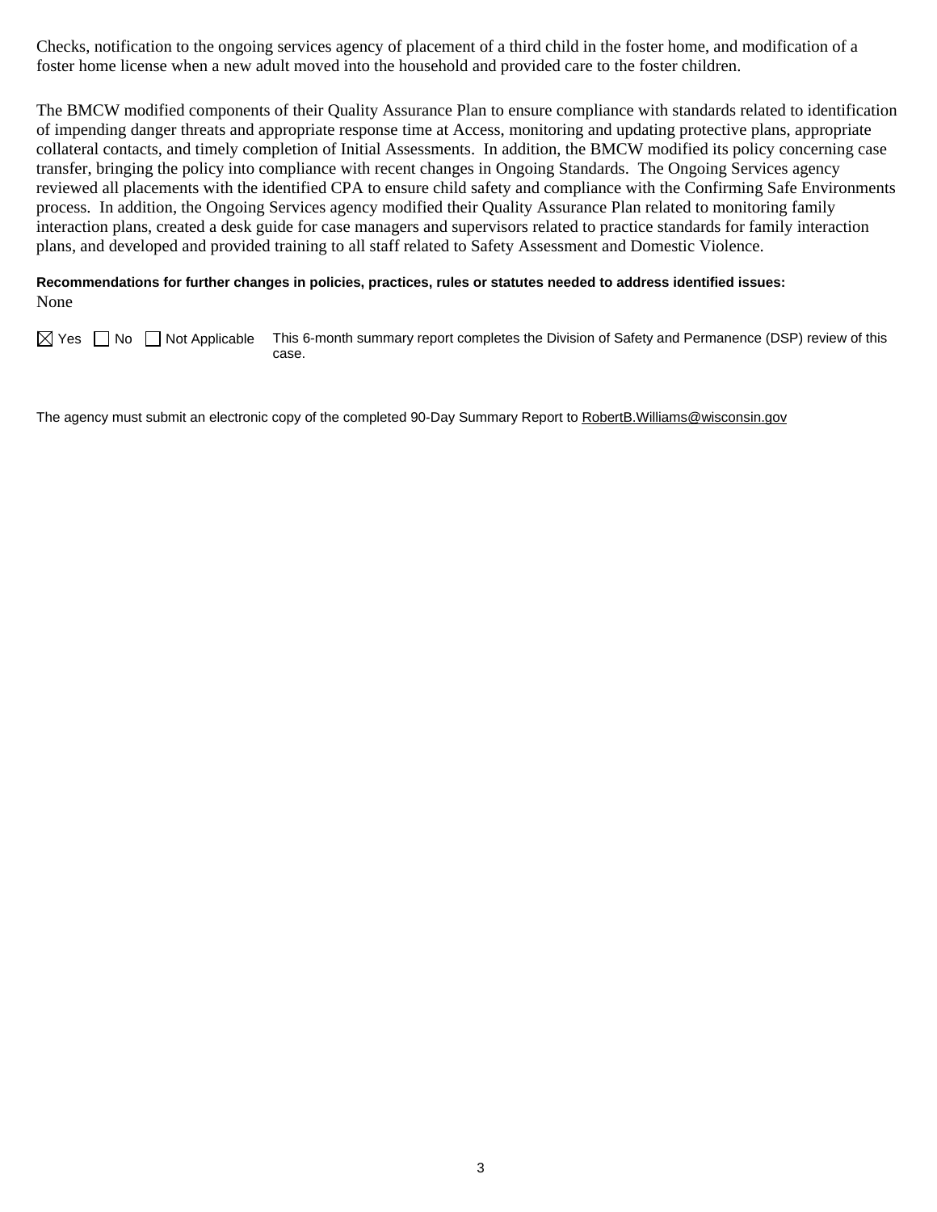Checks, notification to the ongoing services agency of placement of a third child in the foster home, and modification of a foster home license when a new adult moved into the household and provided care to the foster children.

The BMCW modified components of their Quality Assurance Plan to ensure compliance with standards related to identification of impending danger threats and appropriate response time at Access, monitoring and updating protective plans, appropriate collateral contacts, and timely completion of Initial Assessments. In addition, the BMCW modified its policy concerning case transfer, bringing the policy into compliance with recent changes in Ongoing Standards. The Ongoing Services agency reviewed all placements with the identified CPA to ensure child safety and compliance with the Confirming Safe Environments process. In addition, the Ongoing Services agency modified their Quality Assurance Plan related to monitoring family interaction plans, created a desk guide for case managers and supervisors related to practice standards for family interaction plans, and developed and provided training to all staff related to Safety Assessment and Domestic Violence.

**Recommendations for further changes in policies, practices, rules or statutes needed to address identified issues:**

None

☒ Yes ☐ No ☐ Not Applicable This 6-month summary report completes the Division of Safety and Permanence (DSP) review of this case.

The agency must submit an electronic copy of the completed 90-Day Summary Report to RobertB.Williams@wisconsin.gov